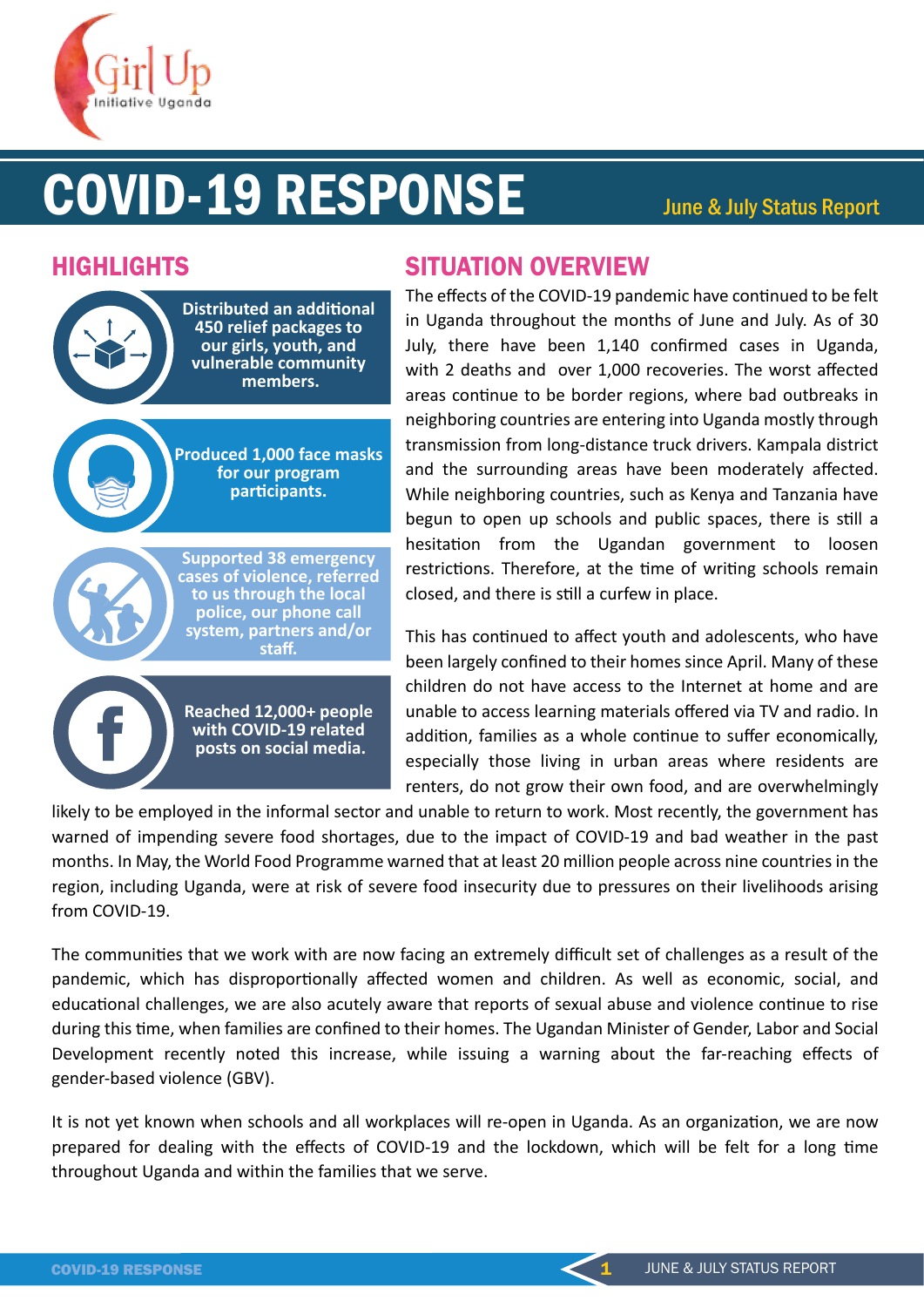Girl Up Initiative Uganda

# COVID-19 RESPONSE

June & July Status Report

## HIGHLIGHTS

**Distributed an additional 450 relief packages to our girls, youth, and vulnerable community members.**

**Produced 1,000 face masks for our program participants.**

**Supported 38 emergency cases of violence, referred to us through the local police, our phone call system, partners and/or staff.**

**Reached 12,000+ people with COVID-19 related posts on social media.**

## SITUATION OVERVIEW

The effects of the COVID-19 pandemic have continued to be felt in Uganda throughout the months of June and July. As of 30 July, there have been 1,140 confirmed cases in Uganda, with 2 deaths and over 1,000 recoveries. The worst affected areas continue to be border regions, where bad outbreaks in neighboring countries are entering into Uganda mostly through transmission from long-distance truck drivers. Kampala district and the surrounding areas have been moderately affected. While neighboring countries, such as Kenya and Tanzania have begun to open up schools and public spaces, there is still a hesitation from the Ugandan government to loosen restrictions. Therefore, at the time of writing schools remain closed, and there is still a curfew in place.

This has continued to affect youth and adolescents, who have been largely confined to their homes since April. Many of these children do not have access to the Internet at home and are unable to access learning materials offered via TV and radio. In addition, families as a whole continue to suffer economically, especially those living in urban areas where residents are renters, do not grow their own food, and are overwhelmingly likely to be employed in the informal sector and unable to return to work. Most recently, the government has warned of impending severe food shortages, due to the impact of COVID-19 and bad weather in the past months. In May, the World Food Programme warned that at least 20 million people across nine countries in the region, including Uganda, were at risk of severe food insecurity due to pressures on their livelihoods arising from COVID-19.

The communities that we work with are now facing an extremely difficult set of challenges as a result of the pandemic, which has disproportionally affected women and children. As well as economic, social, and educational challenges, we are also acutely aware that reports of sexual abuse and violence continue to rise during this time, when families are confined to their homes. The Ugandan Minister of Gender, Labor and Social Development recently noted this increase, while issuing a warning about the far-reaching effects of gender-based violence (GBV).

It is not yet known when schools and all workplaces will re-open in Uganda. As an organization, we are now prepared for dealing with the effects of COVID-19 and the lockdown, which will be felt for a long time throughout Uganda and within the families that we serve.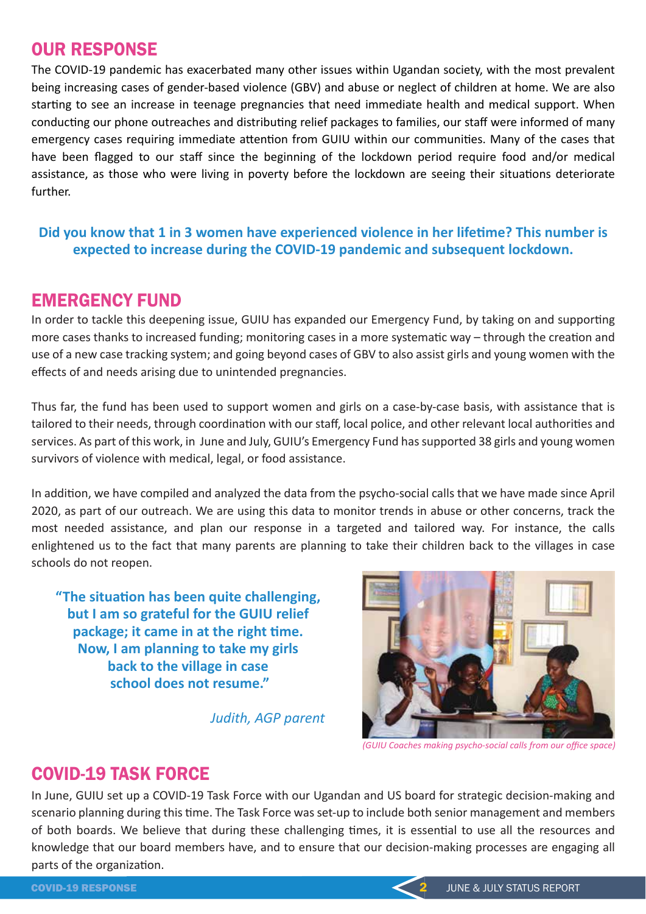## OUR RESPONSE

The COVID-19 pandemic has exacerbated many other issues within Ugandan society, with the most prevalent being increasing cases of gender-based violence (GBV) and abuse or neglect of children at home. We are also starting to see an increase in teenage pregnancies that need immediate health and medical support. When conducting our phone outreaches and distributing relief packages to families, our staff were informed of many emergency cases requiring immediate attention from GUIU within our communities. Many of the cases that have been flagged to our staff since the beginning of the lockdown period require food and/or medical assistance, as those who were living in poverty before the lockdown are seeing their situations deteriorate further.

**Did you know that 1 in 3 women have experienced violence in her lifetime? This number is expected to increase during the COVID-19 pandemic and subsequent lockdown.**

## EMERGENCY FUND

In order to tackle this deepening issue, GUIU has expanded our Emergency Fund, by taking on and supporting more cases thanks to increased funding; monitoring cases in a more systematic way – through the creation and use of a new case tracking system; and going beyond cases of GBV to also assist girls and young women with the effects of and needs arising due to unintended pregnancies.

Thus far, the fund has been used to support women and girls on a case-by-case basis, with assistance that is tailored to their needs, through coordination with our staff, local police, and other relevant local authorities and services. As part of this work, in June and July, GUIU's Emergency Fund has supported 38 girls and young women survivors of violence with medical, legal, or food assistance.

In addition, we have compiled and analyzed the data from the psycho-social calls that we have made since April 2020, as part of our outreach. We are using this data to monitor trends in abuse or other concerns, track the most needed assistance, and plan our response in a targeted and tailored way. For instance, the calls enlightened us to the fact that many parents are planning to take their children back to the villages in case schools do not reopen.

**"The situation has been quite challenging, but I am so grateful for the GUIU relief package; it came in at the right time. Now, I am planning to take my girls back to the village in case school does not resume."**

*Judith, AGP parent*

*(GUIU Coaches making psycho-social calls from our office space)*

## COVID-19 TASK FORCE

In June, GUIU set up a COVID-19 Task Force with our Ugandan and US board for strategic decision-making and scenario planning during this time. The Task Force was set-up to include both senior management and members of both boards. We believe that during these challenging times, it is essential to use all the resources and knowledge that our board members have, and to ensure that our decision-making processes are engaging all parts of the organization.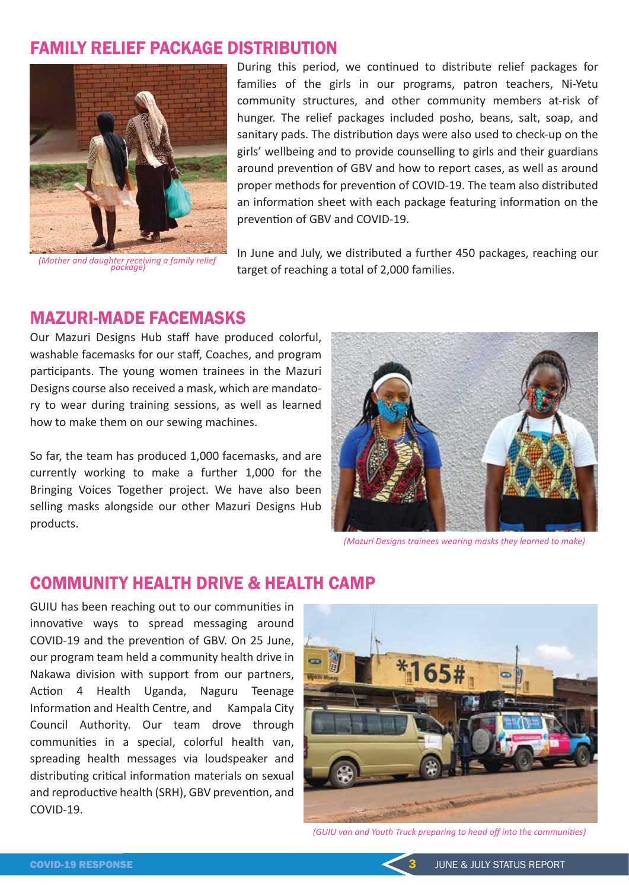## FAMILY RELIEF PACKAGE DISTRIBUTION

*(Mother and daughter receiving a family relief package)*

During this period, we continued to distribute relief packages for families of the girls in our programs, patron teachers, Ni-Yetu community structures, and other community members at-risk of hunger. The relief packages included posho, beans, salt, soap, and sanitary pads. The distribution days were also used to check-up on the girls' wellbeing and to provide counselling to girls and their guardians around prevention of GBV and how to report cases, as well as around proper methods for prevention of COVID-19. The team also distributed an information sheet with each package featuring information on the prevention of GBV and COVID-19.

In June and July, we distributed a further 450 packages, reaching our target of reaching a total of 2,000 families.

## MAZURI-MADE FACEMASKS

Our Mazuri Designs Hub staff have produced colorful, washable facemasks for our staff, Coaches, and program participants. The young women trainees in the Mazuri Designs course also received a mask, which are mandatory to wear during training sessions, as well as learned how to make them on our sewing machines.

So far, the team has produced 1,000 facemasks, and are currently working to make a further 1,000 for the Bringing Voices Together project. We have also been selling masks alongside our other Mazuri Designs Hub products.

*(Mazuri Designs trainees wearing masks they learned to make)*

## COMMUNITY HEALTH DRIVE & HEALTH CAMP

GUIU has been reaching out to our communities in innovative ways to spread messaging around COVID-19 and the prevention of GBV. On 25 June, our program team held a community health drive in Nakawa division with support from our partners, Action 4 Health Uganda, Naguru Teenage Information and Health Centre, and Kampala City Council Authority. Our team drove through communities in a special, colorful health van, spreading health messages via loudspeaker and distributing critical information materials on sexual and reproductive health (SRH), GBV prevention, and COVID-19.

*(GUIU van and Youth Truck preparing to head off into the communities)*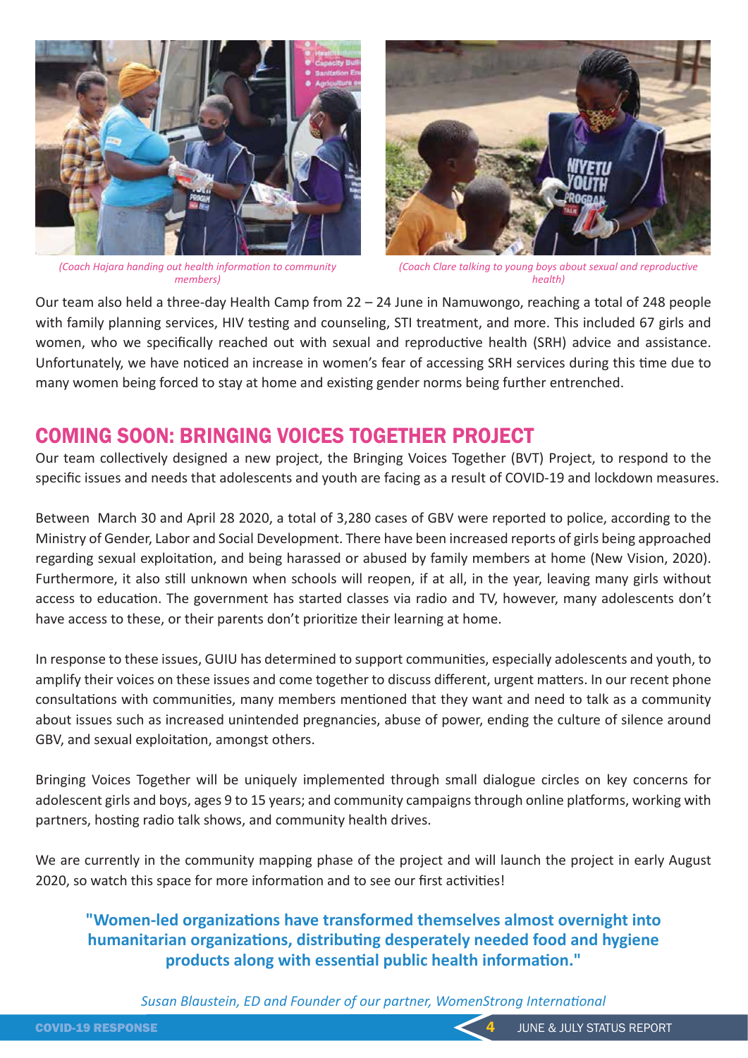*(Coach Hajara handing out health information to community members)*

*(Coach Clare talking to young boys about sexual and reproductive health)*

Our team also held a three-day Health Camp from 22 – 24 June in Namuwongo, reaching a total of 248 people with family planning services, HIV testing and counseling, STI treatment, and more. This included 67 girls and women, who we specifically reached out with sexual and reproductive health (SRH) advice and assistance. Unfortunately, we have noticed an increase in women's fear of accessing SRH services during this time due to many women being forced to stay at home and existing gender norms being further entrenched.

## COMING SOON: BRINGING VOICES TOGETHER PROJECT

Our team collectively designed a new project, the Bringing Voices Together (BVT) Project, to respond to the specific issues and needs that adolescents and youth are facing as a result of COVID-19 and lockdown measures.

Between March 30 and April 28 2020, a total of 3,280 cases of GBV were reported to police, according to the Ministry of Gender, Labor and Social Development. There have been increased reports of girls being approached regarding sexual exploitation, and being harassed or abused by family members at home (New Vision, 2020). Furthermore, it also still unknown when schools will reopen, if at all, in the year, leaving many girls without access to education. The government has started classes via radio and TV, however, many adolescents don't have access to these, or their parents don't prioritize their learning at home.

In response to these issues, GUIU has determined to support communities, especially adolescents and youth, to amplify their voices on these issues and come together to discuss different, urgent matters. In our recent phone consultations with communities, many members mentioned that they want and need to talk as a community about issues such as increased unintended pregnancies, abuse of power, ending the culture of silence around GBV, and sexual exploitation, amongst others.

Bringing Voices Together will be uniquely implemented through small dialogue circles on key concerns for adolescent girls and boys, ages 9 to 15 years; and community campaigns through online platforms, working with partners, hosting radio talk shows, and community health drives.

We are currently in the community mapping phase of the project and will launch the project in early August 2020, so watch this space for more information and to see our first activities!

> **"Women-led organizations have transformed themselves almost overnight into humanitarian organizations, distributing desperately needed food and hygiene products along with essential public health information."**
>
> *Susan Blaustein, ED and Founder of our partner, WomenStrong International*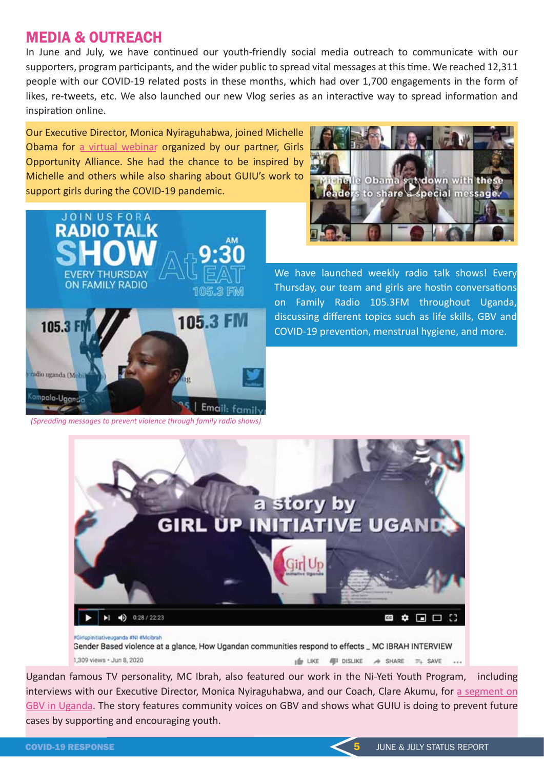## MEDIA & OUTREACH

In June and July, we have continued our youth-friendly social media outreach to communicate with our supporters, program participants, and the wider public to spread vital messages at this time. We reached 12,311 people with our COVID-19 related posts in these months, which had over 1,700 engagements in the form of likes, re-tweets, etc. We also launched our new Vlog series as an interactive way to spread information and inspiration online.

Our Executive Director, Monica Nyiraguhabwa, joined Michelle Obama for a virtual webinar organized by our partner, Girls Opportunity Alliance. She had the chance to be inspired by Michelle and others while also sharing about GUIU's work to support girls during the COVID-19 pandemic.

We have launched weekly radio talk shows! Every Thursday, our team and girls are hostin conversations on Family Radio 105.3FM throughout Uganda, discussing different topics such as life skills, GBV and COVID-19 prevention, menstrual hygiene, and more.

*(Spreading messages to prevent violence through family radio shows)*

Ugandan famous TV personality, MC Ibrah, also featured our work in the Ni-Yeti Youth Program, including interviews with our Executive Director, Monica Nyiraguhabwa, and our Coach, Clare Akumu, for a segment on GBV in Uganda. The story features community voices on GBV and shows what GUIU is doing to prevent future cases by supporting and encouraging youth.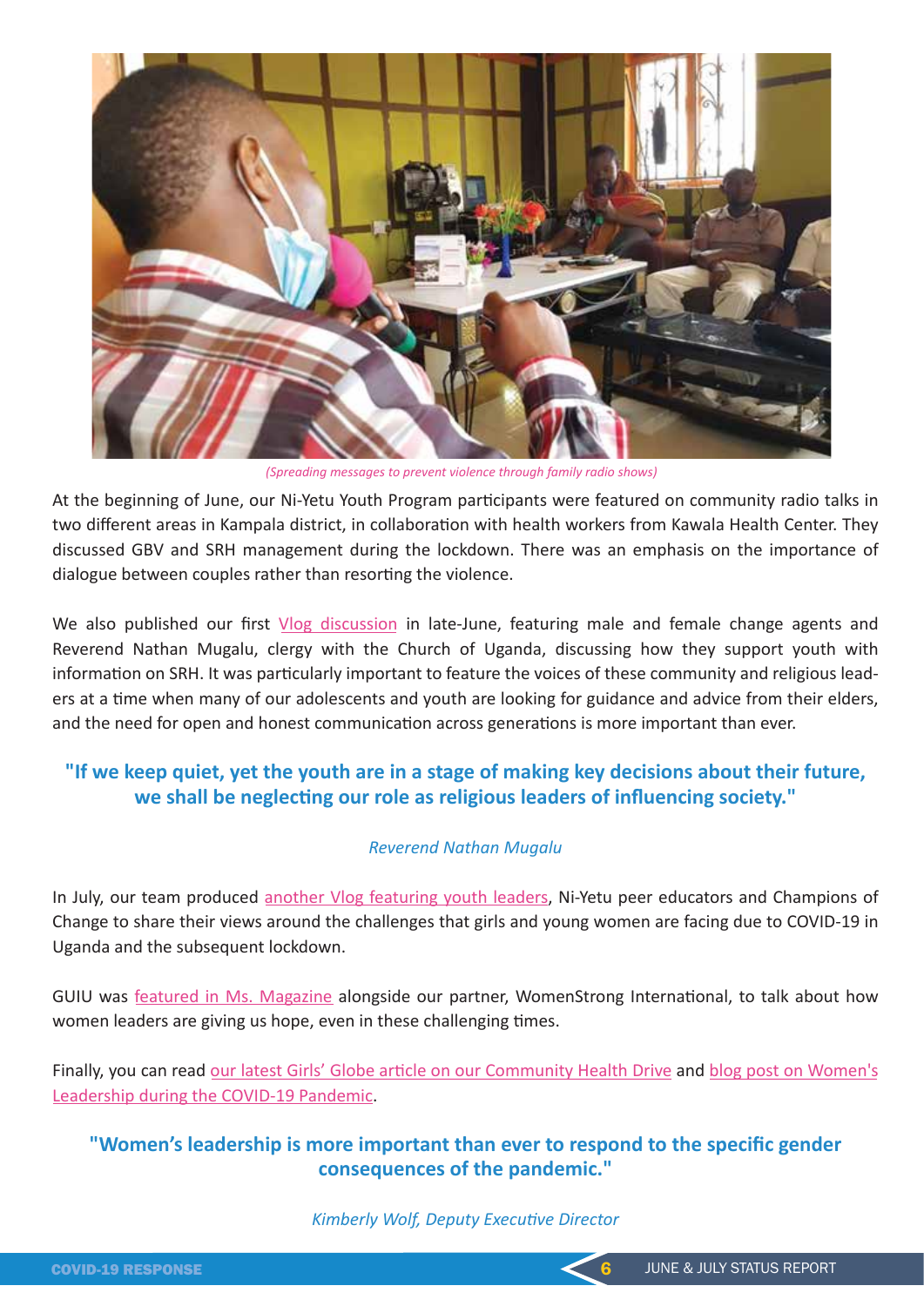*(Spreading messages to prevent violence through family radio shows)*

At the beginning of June, our Ni-Yetu Youth Program participants were featured on community radio talks in two different areas in Kampala district, in collaboration with health workers from Kawala Health Center. They discussed GBV and SRH management during the lockdown. There was an emphasis on the importance of dialogue between couples rather than resorting the violence.

We also published our first Vlog discussion in late-June, featuring male and female change agents and Reverend Nathan Mugalu, clergy with the Church of Uganda, discussing how they support youth with information on SRH. It was particularly important to feature the voices of these community and religious leaders at a time when many of our adolescents and youth are looking for guidance and advice from their elders, and the need for open and honest communication across generations is more important than ever.

**"If we keep quiet, yet the youth are in a stage of making key decisions about their future, we shall be neglecting our role as religious leaders of influencing society."**

*Reverend Nathan Mugalu*

In July, our team produced another Vlog featuring youth leaders, Ni-Yetu peer educators and Champions of Change to share their views around the challenges that girls and young women are facing due to COVID-19 in Uganda and the subsequent lockdown.

GUIU was featured in Ms. Magazine alongside our partner, WomenStrong International, to talk about how women leaders are giving us hope, even in these challenging times.

Finally, you can read our latest Girls' Globe article on our Community Health Drive and blog post on Women's Leadership during the COVID-19 Pandemic.

**"Women's leadership is more important than ever to respond to the specific gender consequences of the pandemic."**

*Kimberly Wolf, Deputy Executive Director*